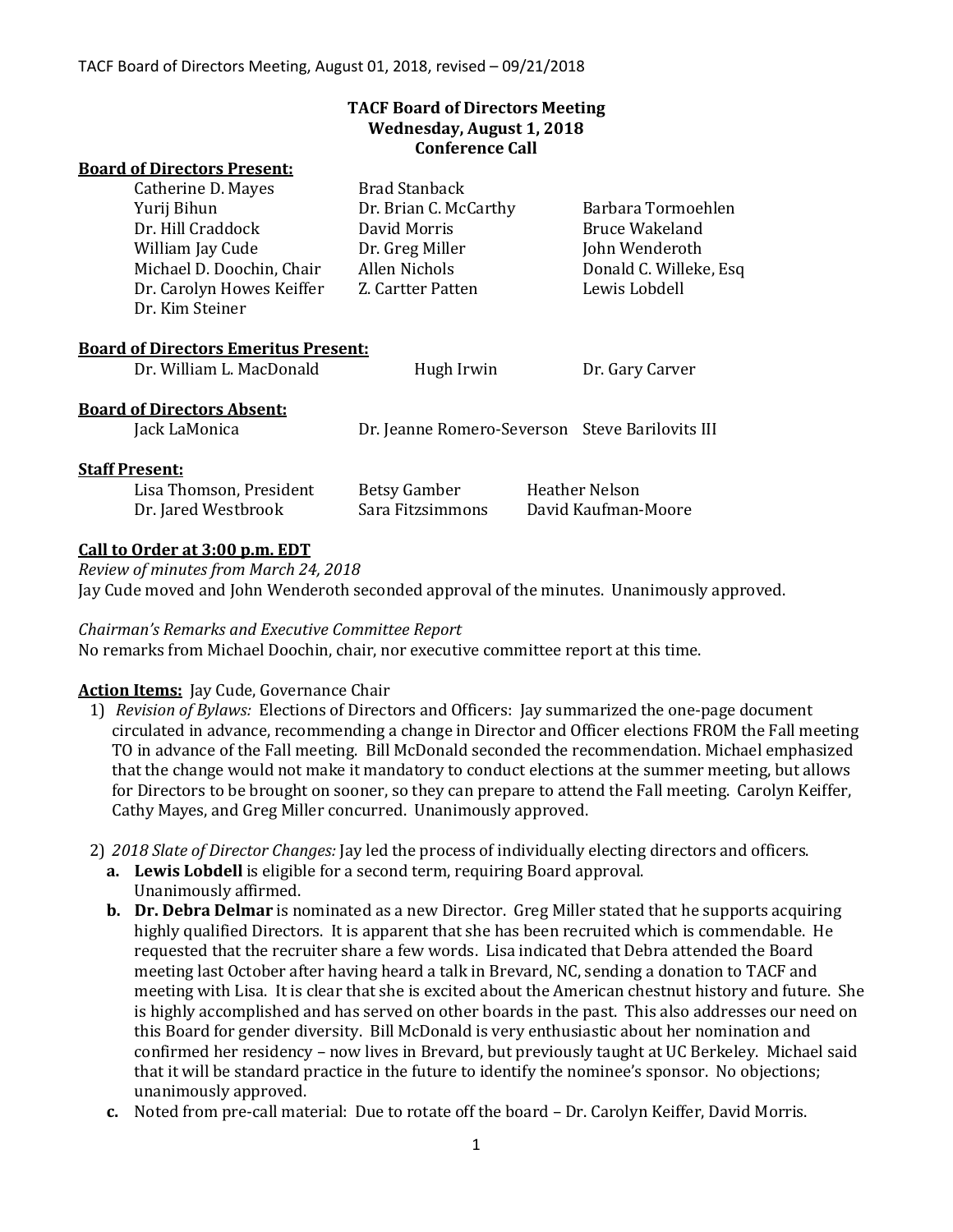# TACF Board of Directors Meeting
## Wednesday, August 1, 2018
## Conference Call

**Board of Directors Present:**

| | | |
|---|---|---|
| Catherine D. Mayes | Brad Stanback | |
| Yurij Bihun | Dr. Brian C. McCarthy | Barbara Tormoehlen |
| Dr. Hill Craddock | David Morris | Bruce Wakeland |
| William Jay Cude | Dr. Greg Miller | John Wenderoth |
| Michael D. Doochin, Chair | Allen Nichols | Donald C. Willeke, Esq |
| Dr. Carolyn Howes Keiffer | Z. Cartter Patten | Lewis Lobdell |
| Dr. Kim Steiner | | |

**Board of Directors Emeritus Present:**

Dr. William L. MacDonald, Hugh Irwin, Dr. Gary Carver

**Board of Directors Absent:**

Jack LaMonica, Dr. Jeanne Romero-Severson, Steve Barilovits III

**Staff Present:**

| | | |
|---|---|---|
| Lisa Thomson, President | Betsy Gamber | Heather Nelson |
| Dr. Jared Westbrook | Sara Fitzsimmons | David Kaufman-Moore |

**Call to Order at 3:00 p.m. EDT**

*Review of minutes from March 24, 2018*

Jay Cude moved and John Wenderoth seconded approval of the minutes. Unanimously approved.

*Chairman's Remarks and Executive Committee Report*

No remarks from Michael Doochin, chair, nor executive committee report at this time.

**Action Items:** Jay Cude, Governance Chair

1) *Revision of Bylaws:* Elections of Directors and Officers: Jay summarized the one-page document circulated in advance, recommending a change in Director and Officer elections FROM the Fall meeting TO in advance of the Fall meeting. Bill McDonald seconded the recommendation. Michael emphasized that the change would not make it mandatory to conduct elections at the summer meeting, but allows for Directors to be brought on sooner, so they can prepare to attend the Fall meeting. Carolyn Keiffer, Cathy Mayes, and Greg Miller concurred. Unanimously approved.

2) *2018 Slate of Director Changes:* Jay led the process of individually electing directors and officers.
   a. **Lewis Lobdell** is eligible for a second term, requiring Board approval. Unanimously affirmed.
   b. **Dr. Debra Delmar** is nominated as a new Director. Greg Miller stated that he supports acquiring highly qualified Directors. It is apparent that she has been recruited which is commendable. He requested that the recruiter share a few words. Lisa indicated that Debra attended the Board meeting last October after having heard a talk in Brevard, NC, sending a donation to TACF and meeting with Lisa. It is clear that she is excited about the American chestnut history and future. She is highly accomplished and has served on other boards in the past. This also addresses our need on this Board for gender diversity. Bill McDonald is very enthusiastic about her nomination and confirmed her residency – now lives in Brevard, but previously taught at UC Berkeley. Michael said that it will be standard practice in the future to identify the nominee's sponsor. No objections; unanimously approved.
   c. Noted from pre-call material: Due to rotate off the board – Dr. Carolyn Keiffer, David Morris.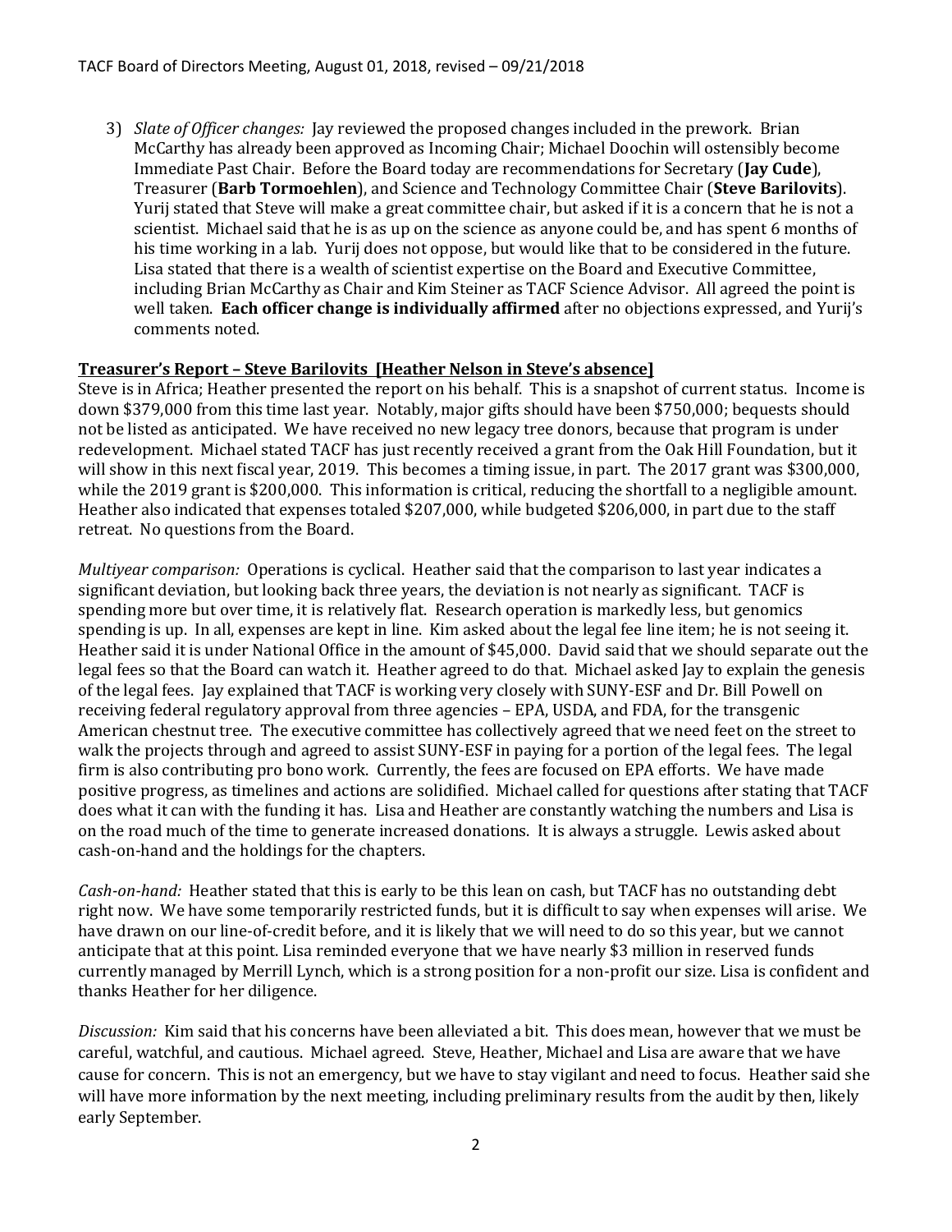3) *Slate of Officer changes:* Jay reviewed the proposed changes included in the prework. Brian McCarthy has already been approved as Incoming Chair; Michael Doochin will ostensibly become Immediate Past Chair. Before the Board today are recommendations for Secretary (**Jay Cude**), Treasurer (**Barb Tormoehlen**), and Science and Technology Committee Chair (**Steve Barilovits**). Yurij stated that Steve will make a great committee chair, but asked if it is a concern that he is not a scientist. Michael said that he is as up on the science as anyone could be, and has spent 6 months of his time working in a lab. Yurij does not oppose, but would like that to be considered in the future. Lisa stated that there is a wealth of scientist expertise on the Board and Executive Committee, including Brian McCarthy as Chair and Kim Steiner as TACF Science Advisor. All agreed the point is well taken. **Each officer change is individually affirmed** after no objections expressed, and Yurij's comments noted.

**Treasurer's Report – Steve Barilovits [Heather Nelson in Steve's absence]**

Steve is in Africa; Heather presented the report on his behalf. This is a snapshot of current status. Income is down $379,000 from this time last year. Notably, major gifts should have been $750,000; bequests should not be listed as anticipated. We have received no new legacy tree donors, because that program is under redevelopment. Michael stated TACF has just recently received a grant from the Oak Hill Foundation, but it will show in this next fiscal year, 2019. This becomes a timing issue, in part. The 2017 grant was $300,000, while the 2019 grant is $200,000. This information is critical, reducing the shortfall to a negligible amount. Heather also indicated that expenses totaled $207,000, while budgeted $206,000, in part due to the staff retreat. No questions from the Board.

*Multiyear comparison:* Operations is cyclical. Heather said that the comparison to last year indicates a significant deviation, but looking back three years, the deviation is not nearly as significant. TACF is spending more but over time, it is relatively flat. Research operation is markedly less, but genomics spending is up. In all, expenses are kept in line. Kim asked about the legal fee line item; he is not seeing it. Heather said it is under National Office in the amount of $45,000. David said that we should separate out the legal fees so that the Board can watch it. Heather agreed to do that. Michael asked Jay to explain the genesis of the legal fees. Jay explained that TACF is working very closely with SUNY-ESF and Dr. Bill Powell on receiving federal regulatory approval from three agencies – EPA, USDA, and FDA, for the transgenic American chestnut tree. The executive committee has collectively agreed that we need feet on the street to walk the projects through and agreed to assist SUNY-ESF in paying for a portion of the legal fees. The legal firm is also contributing pro bono work. Currently, the fees are focused on EPA efforts. We have made positive progress, as timelines and actions are solidified. Michael called for questions after stating that TACF does what it can with the funding it has. Lisa and Heather are constantly watching the numbers and Lisa is on the road much of the time to generate increased donations. It is always a struggle. Lewis asked about cash-on-hand and the holdings for the chapters.

*Cash-on-hand:* Heather stated that this is early to be this lean on cash, but TACF has no outstanding debt right now. We have some temporarily restricted funds, but it is difficult to say when expenses will arise. We have drawn on our line-of-credit before, and it is likely that we will need to do so this year, but we cannot anticipate that at this point. Lisa reminded everyone that we have nearly $3 million in reserved funds currently managed by Merrill Lynch, which is a strong position for a non-profit our size. Lisa is confident and thanks Heather for her diligence.

*Discussion:* Kim said that his concerns have been alleviated a bit. This does mean, however that we must be careful, watchful, and cautious. Michael agreed. Steve, Heather, Michael and Lisa are aware that we have cause for concern. This is not an emergency, but we have to stay vigilant and need to focus. Heather said she will have more information by the next meeting, including preliminary results from the audit by then, likely early September.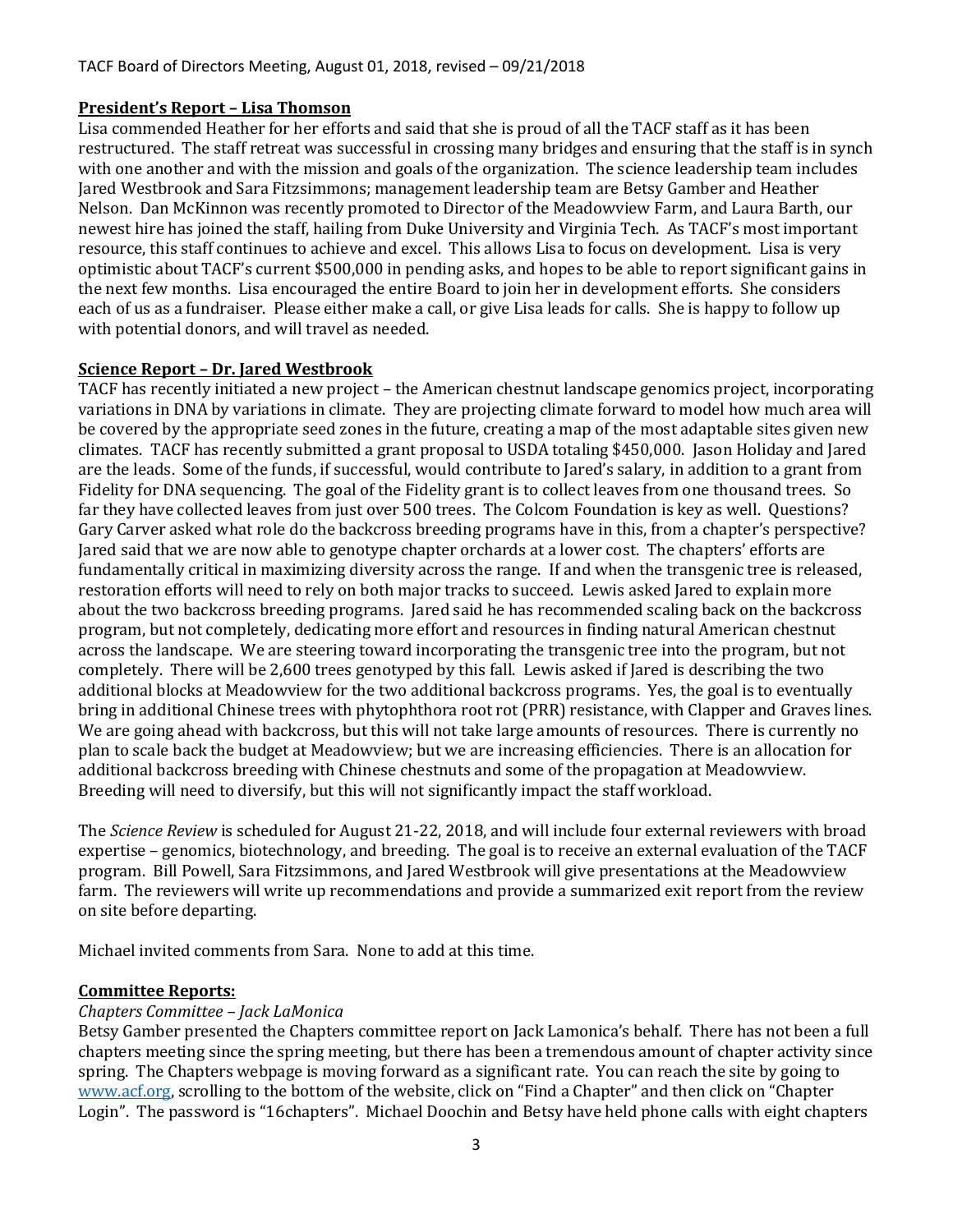**President's Report – Lisa Thomson**

Lisa commended Heather for her efforts and said that she is proud of all the TACF staff as it has been restructured. The staff retreat was successful in crossing many bridges and ensuring that the staff is in synch with one another and with the mission and goals of the organization. The science leadership team includes Jared Westbrook and Sara Fitzsimmons; management leadership team are Betsy Gamber and Heather Nelson. Dan McKinnon was recently promoted to Director of the Meadowview Farm, and Laura Barth, our newest hire has joined the staff, hailing from Duke University and Virginia Tech. As TACF's most important resource, this staff continues to achieve and excel. This allows Lisa to focus on development. Lisa is very optimistic about TACF's current $500,000 in pending asks, and hopes to be able to report significant gains in the next few months. Lisa encouraged the entire Board to join her in development efforts. She considers each of us as a fundraiser. Please either make a call, or give Lisa leads for calls. She is happy to follow up with potential donors, and will travel as needed.

**Science Report – Dr. Jared Westbrook**

TACF has recently initiated a new project – the American chestnut landscape genomics project, incorporating variations in DNA by variations in climate. They are projecting climate forward to model how much area will be covered by the appropriate seed zones in the future, creating a map of the most adaptable sites given new climates. TACF has recently submitted a grant proposal to USDA totaling $450,000. Jason Holiday and Jared are the leads. Some of the funds, if successful, would contribute to Jared's salary, in addition to a grant from Fidelity for DNA sequencing. The goal of the Fidelity grant is to collect leaves from one thousand trees. So far they have collected leaves from just over 500 trees. The Colcom Foundation is key as well. Questions? Gary Carver asked what role do the backcross breeding programs have in this, from a chapter's perspective? Jared said that we are now able to genotype chapter orchards at a lower cost. The chapters' efforts are fundamentally critical in maximizing diversity across the range. If and when the transgenic tree is released, restoration efforts will need to rely on both major tracks to succeed. Lewis asked Jared to explain more about the two backcross breeding programs. Jared said he has recommended scaling back on the backcross program, but not completely, dedicating more effort and resources in finding natural American chestnut across the landscape. We are steering toward incorporating the transgenic tree into the program, but not completely. There will be 2,600 trees genotyped by this fall. Lewis asked if Jared is describing the two additional blocks at Meadowview for the two additional backcross programs. Yes, the goal is to eventually bring in additional Chinese trees with phytophthora root rot (PRR) resistance, with Clapper and Graves lines. We are going ahead with backcross, but this will not take large amounts of resources. There is currently no plan to scale back the budget at Meadowview; but we are increasing efficiencies. There is an allocation for additional backcross breeding with Chinese chestnuts and some of the propagation at Meadowview. Breeding will need to diversify, but this will not significantly impact the staff workload.

The *Science Review* is scheduled for August 21-22, 2018, and will include four external reviewers with broad expertise – genomics, biotechnology, and breeding. The goal is to receive an external evaluation of the TACF program. Bill Powell, Sara Fitzsimmons, and Jared Westbrook will give presentations at the Meadowview farm. The reviewers will write up recommendations and provide a summarized exit report from the review on site before departing.

Michael invited comments from Sara. None to add at this time.

**Committee Reports:**

*Chapters Committee – Jack LaMonica*

Betsy Gamber presented the Chapters committee report on Jack Lamonica's behalf. There has not been a full chapters meeting since the spring meeting, but there has been a tremendous amount of chapter activity since spring. The Chapters webpage is moving forward as a significant rate. You can reach the site by going to www.acf.org, scrolling to the bottom of the website, click on "Find a Chapter" and then click on "Chapter Login". The password is "16chapters". Michael Doochin and Betsy have held phone calls with eight chapters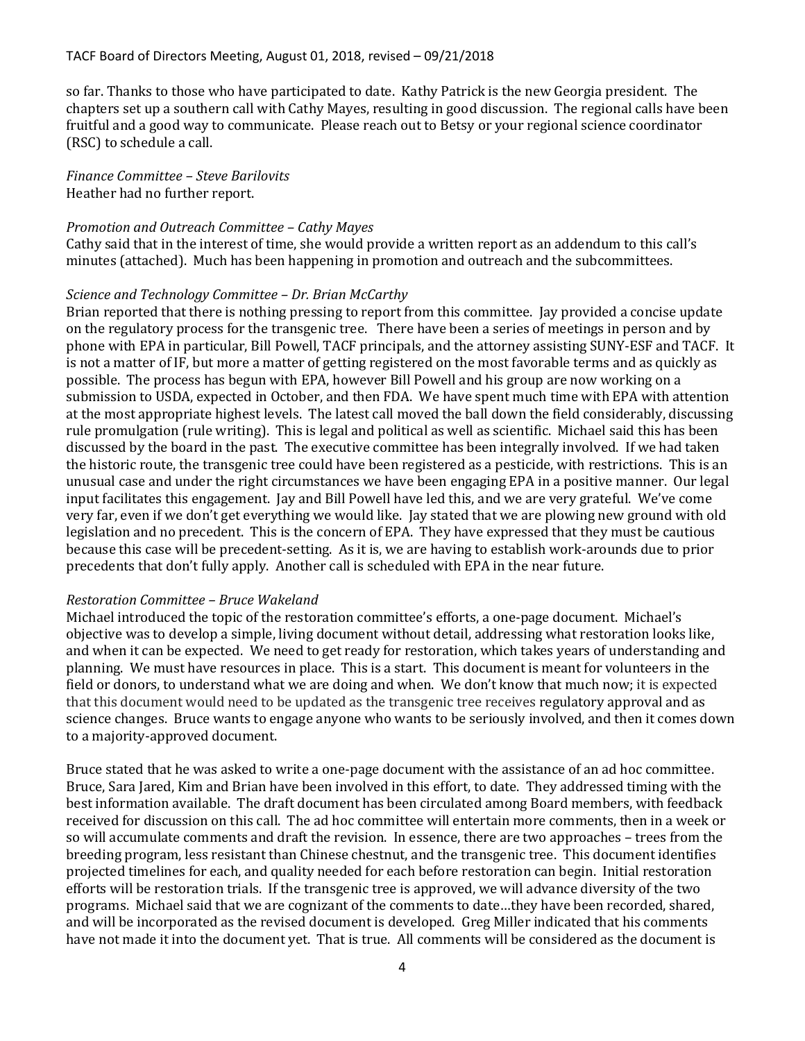so far. Thanks to those who have participated to date. Kathy Patrick is the new Georgia president. The chapters set up a southern call with Cathy Mayes, resulting in good discussion. The regional calls have been fruitful and a good way to communicate. Please reach out to Betsy or your regional science coordinator (RSC) to schedule a call.

*Finance Committee – Steve Barilovits*
Heather had no further report.

*Promotion and Outreach Committee – Cathy Mayes*
Cathy said that in the interest of time, she would provide a written report as an addendum to this call's minutes (attached). Much has been happening in promotion and outreach and the subcommittees.

*Science and Technology Committee – Dr. Brian McCarthy*
Brian reported that there is nothing pressing to report from this committee. Jay provided a concise update on the regulatory process for the transgenic tree. There have been a series of meetings in person and by phone with EPA in particular, Bill Powell, TACF principals, and the attorney assisting SUNY-ESF and TACF. It is not a matter of IF, but more a matter of getting registered on the most favorable terms and as quickly as possible. The process has begun with EPA, however Bill Powell and his group are now working on a submission to USDA, expected in October, and then FDA. We have spent much time with EPA with attention at the most appropriate highest levels. The latest call moved the ball down the field considerably, discussing rule promulgation (rule writing). This is legal and political as well as scientific. Michael said this has been discussed by the board in the past. The executive committee has been integrally involved. If we had taken the historic route, the transgenic tree could have been registered as a pesticide, with restrictions. This is an unusual case and under the right circumstances we have been engaging EPA in a positive manner. Our legal input facilitates this engagement. Jay and Bill Powell have led this, and we are very grateful. We've come very far, even if we don't get everything we would like. Jay stated that we are plowing new ground with old legislation and no precedent. This is the concern of EPA. They have expressed that they must be cautious because this case will be precedent-setting. As it is, we are having to establish work-arounds due to prior precedents that don't fully apply. Another call is scheduled with EPA in the near future.

*Restoration Committee – Bruce Wakeland*
Michael introduced the topic of the restoration committee's efforts, a one-page document. Michael's objective was to develop a simple, living document without detail, addressing what restoration looks like, and when it can be expected. We need to get ready for restoration, which takes years of understanding and planning. We must have resources in place. This is a start. This document is meant for volunteers in the field or donors, to understand what we are doing and when. We don't know that much now; it is expected that this document would need to be updated as the transgenic tree receives regulatory approval and as science changes. Bruce wants to engage anyone who wants to be seriously involved, and then it comes down to a majority-approved document.

Bruce stated that he was asked to write a one-page document with the assistance of an ad hoc committee. Bruce, Sara Jared, Kim and Brian have been involved in this effort, to date. They addressed timing with the best information available. The draft document has been circulated among Board members, with feedback received for discussion on this call. The ad hoc committee will entertain more comments, then in a week or so will accumulate comments and draft the revision. In essence, there are two approaches – trees from the breeding program, less resistant than Chinese chestnut, and the transgenic tree. This document identifies projected timelines for each, and quality needed for each before restoration can begin. Initial restoration efforts will be restoration trials. If the transgenic tree is approved, we will advance diversity of the two programs. Michael said that we are cognizant of the comments to date…they have been recorded, shared, and will be incorporated as the revised document is developed. Greg Miller indicated that his comments have not made it into the document yet. That is true. All comments will be considered as the document is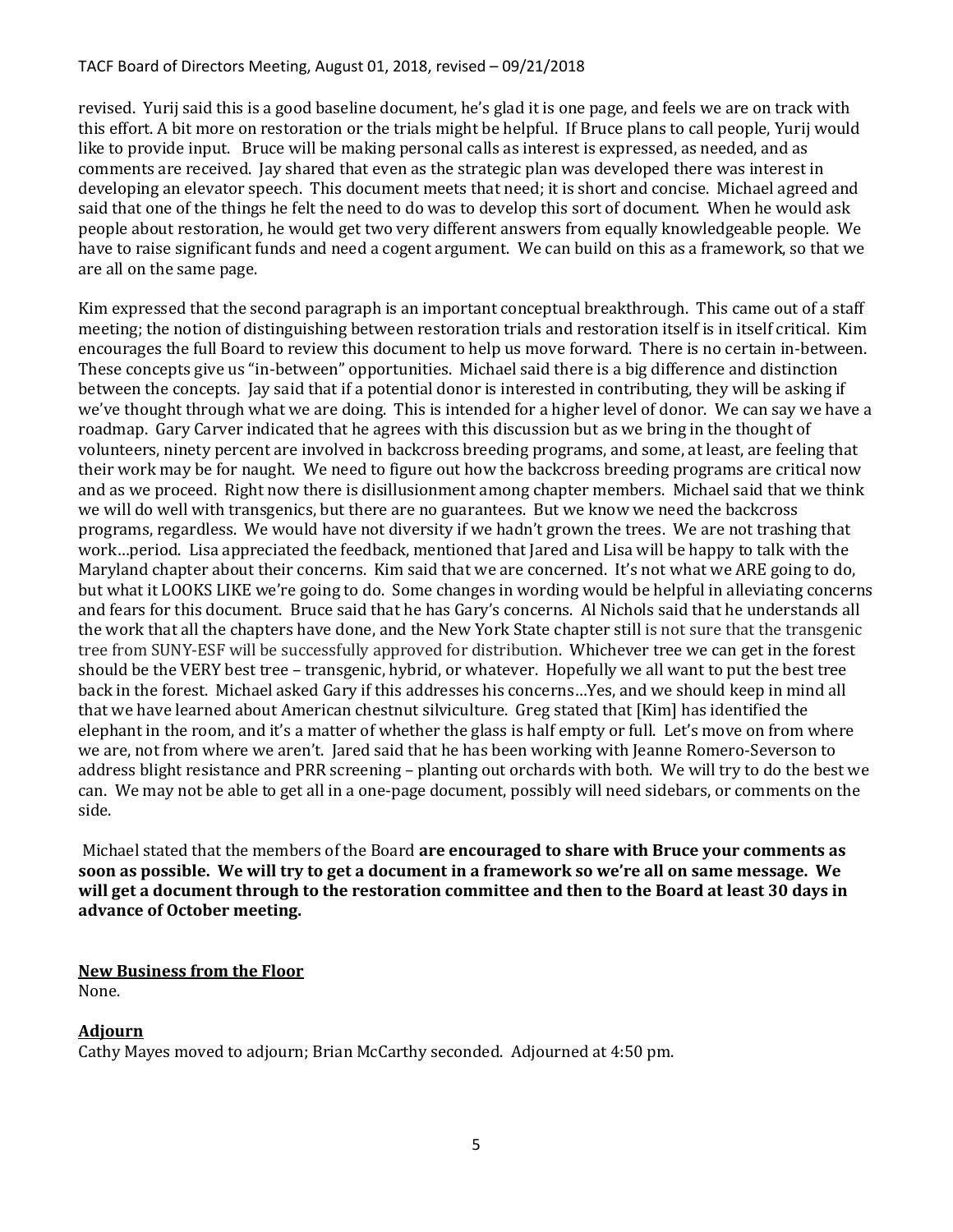revised. Yurij said this is a good baseline document, he's glad it is one page, and feels we are on track with this effort. A bit more on restoration or the trials might be helpful. If Bruce plans to call people, Yurij would like to provide input. Bruce will be making personal calls as interest is expressed, as needed, and as comments are received. Jay shared that even as the strategic plan was developed there was interest in developing an elevator speech. This document meets that need; it is short and concise. Michael agreed and said that one of the things he felt the need to do was to develop this sort of document. When he would ask people about restoration, he would get two very different answers from equally knowledgeable people. We have to raise significant funds and need a cogent argument. We can build on this as a framework, so that we are all on the same page.

Kim expressed that the second paragraph is an important conceptual breakthrough. This came out of a staff meeting; the notion of distinguishing between restoration trials and restoration itself is in itself critical. Kim encourages the full Board to review this document to help us move forward. There is no certain in-between. These concepts give us "in-between" opportunities. Michael said there is a big difference and distinction between the concepts. Jay said that if a potential donor is interested in contributing, they will be asking if we've thought through what we are doing. This is intended for a higher level of donor. We can say we have a roadmap. Gary Carver indicated that he agrees with this discussion but as we bring in the thought of volunteers, ninety percent are involved in backcross breeding programs, and some, at least, are feeling that their work may be for naught. We need to figure out how the backcross breeding programs are critical now and as we proceed. Right now there is disillusionment among chapter members. Michael said that we think we will do well with transgenics, but there are no guarantees. But we know we need the backcross programs, regardless. We would have not diversity if we hadn't grown the trees. We are not trashing that work…period. Lisa appreciated the feedback, mentioned that Jared and Lisa will be happy to talk with the Maryland chapter about their concerns. Kim said that we are concerned. It's not what we ARE going to do, but what it LOOKS LIKE we're going to do. Some changes in wording would be helpful in alleviating concerns and fears for this document. Bruce said that he has Gary's concerns. Al Nichols said that he understands all the work that all the chapters have done, and the New York State chapter still is not sure that the transgenic tree from SUNY-ESF will be successfully approved for distribution. Whichever tree we can get in the forest should be the VERY best tree – transgenic, hybrid, or whatever. Hopefully we all want to put the best tree back in the forest. Michael asked Gary if this addresses his concerns…Yes, and we should keep in mind all that we have learned about American chestnut silviculture. Greg stated that [Kim] has identified the elephant in the room, and it's a matter of whether the glass is half empty or full. Let's move on from where we are, not from where we aren't. Jared said that he has been working with Jeanne Romero-Severson to address blight resistance and PRR screening – planting out orchards with both. We will try to do the best we can. We may not be able to get all in a one-page document, possibly will need sidebars, or comments on the side.

Michael stated that the members of the Board **are encouraged to share with Bruce your comments as soon as possible. We will try to get a document in a framework so we're all on same message. We will get a document through to the restoration committee and then to the Board at least 30 days in advance of October meeting.**

**New Business from the Floor**

None.

**Adjourn**

Cathy Mayes moved to adjourn; Brian McCarthy seconded. Adjourned at 4:50 pm.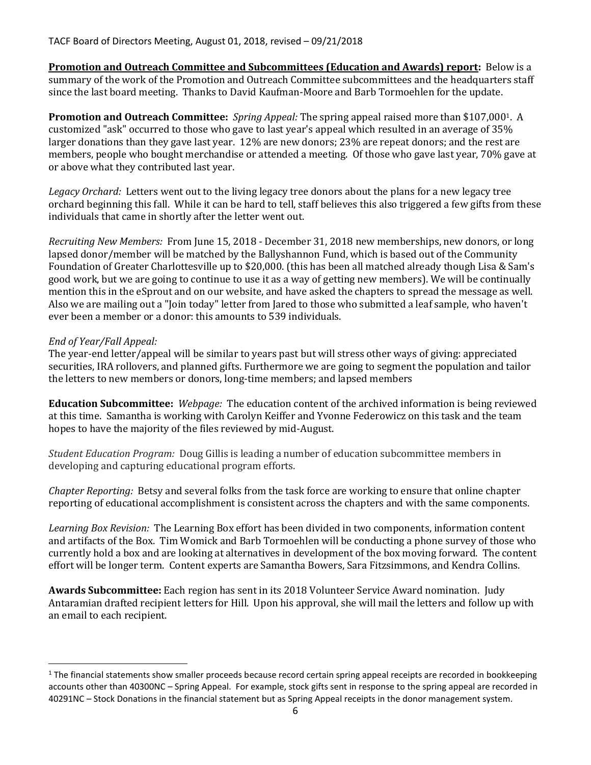**<u>Promotion and Outreach Committee and Subcommittees (Education and Awards) report:</u>** Below is a summary of the work of the Promotion and Outreach Committee subcommittees and the headquarters staff since the last board meeting. Thanks to David Kaufman-Moore and Barb Tormoehlen for the update.

**Promotion and Outreach Committee:** *Spring Appeal:* The spring appeal raised more than $107,000[1]. A customized "ask" occurred to those who gave to last year's appeal which resulted in an average of 35% larger donations than they gave last year. 12% are new donors; 23% are repeat donors; and the rest are members, people who bought merchandise or attended a meeting. Of those who gave last year, 70% gave at or above what they contributed last year.

*Legacy Orchard:* Letters went out to the living legacy tree donors about the plans for a new legacy tree orchard beginning this fall. While it can be hard to tell, staff believes this also triggered a few gifts from these individuals that came in shortly after the letter went out.

*Recruiting New Members:* From June 15, 2018 - December 31, 2018 new memberships, new donors, or long lapsed donor/member will be matched by the Ballyshannon Fund, which is based out of the Community Foundation of Greater Charlottesville up to $20,000. (this has been all matched already though Lisa & Sam's good work, but we are going to continue to use it as a way of getting new members). We will be continually mention this in the eSprout and on our website, and have asked the chapters to spread the message as well. Also we are mailing out a "Join today" letter from Jared to those who submitted a leaf sample, who haven't ever been a member or a donor: this amounts to 539 individuals.

*End of Year/Fall Appeal:*
The year-end letter/appeal will be similar to years past but will stress other ways of giving: appreciated securities, IRA rollovers, and planned gifts. Furthermore we are going to segment the population and tailor the letters to new members or donors, long-time members; and lapsed members

**Education Subcommittee:** *Webpage:* The education content of the archived information is being reviewed at this time. Samantha is working with Carolyn Keiffer and Yvonne Federowicz on this task and the team hopes to have the majority of the files reviewed by mid-August.

*Student Education Program:* Doug Gillis is leading a number of education subcommittee members in developing and capturing educational program efforts.

*Chapter Reporting:* Betsy and several folks from the task force are working to ensure that online chapter reporting of educational accomplishment is consistent across the chapters and with the same components.

*Learning Box Revision:* The Learning Box effort has been divided in two components, information content and artifacts of the Box. Tim Womick and Barb Tormoehlen will be conducting a phone survey of those who currently hold a box and are looking at alternatives in development of the box moving forward. The content effort will be longer term. Content experts are Samantha Bowers, Sara Fitzsimmons, and Kendra Collins.

**Awards Subcommittee:** Each region has sent in its 2018 Volunteer Service Award nomination. Judy Antaramian drafted recipient letters for Hill. Upon his approval, she will mail the letters and follow up with an email to each recipient.

---

[1] The financial statements show smaller proceeds because record certain spring appeal receipts are recorded in bookkeeping accounts other than 40300NC – Spring Appeal. For example, stock gifts sent in response to the spring appeal are recorded in 40291NC – Stock Donations in the financial statement but as Spring Appeal receipts in the donor management system.